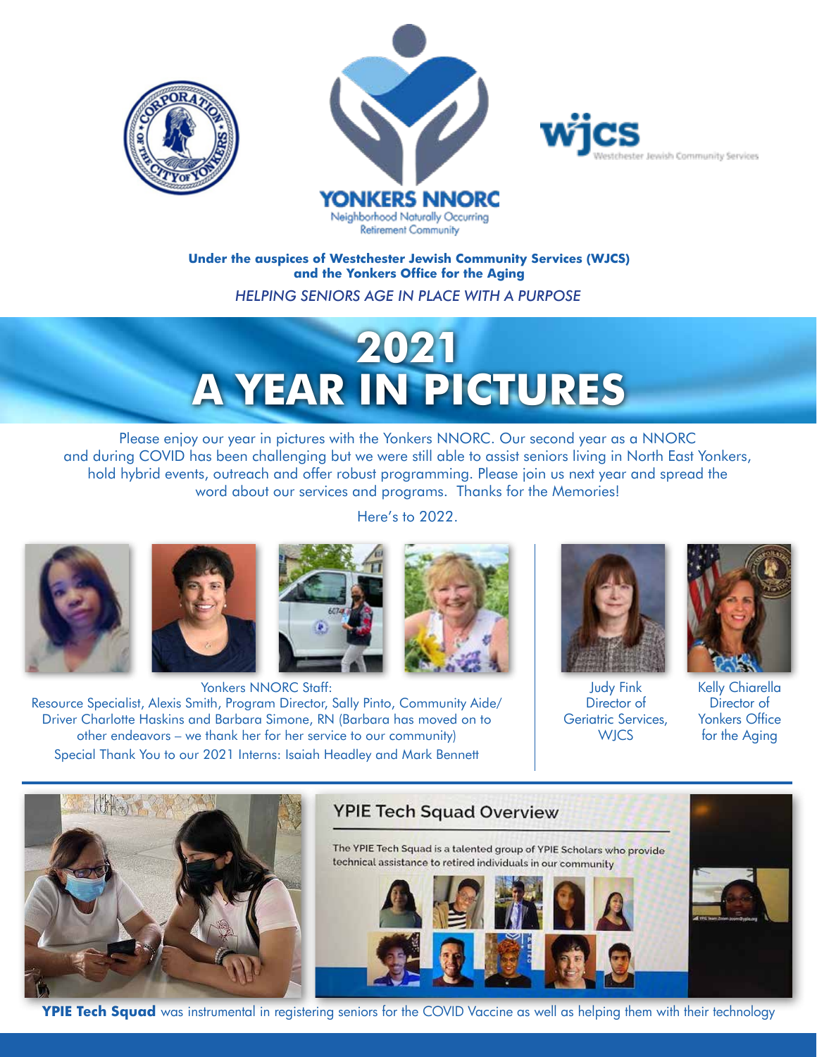YONKERS NNORC

Neighborhood Naturally Occurring Retirement Community

wjcs Westchester Jewish Community Services

**Under the auspices of Westchester Jewish Community Services (WJCS) and the Yonkers Office for the Aging**

*HELPING SENIORS AGE IN PLACE WITH A PURPOSE*

# 2021 A YEAR IN PICTURES

Please enjoy our year in pictures with the Yonkers NNORC. Our second year as a NNORC and during COVID has been challenging but we were still able to assist seniors living in North East Yonkers, hold hybrid events, outreach and offer robust programming. Please join us next year and spread the word about our services and programs. Thanks for the Memories!

Here's to 2022.

Yonkers NNORC Staff:
Resource Specialist, Alexis Smith, Program Director, Sally Pinto, Community Aide/ Driver Charlotte Haskins and Barbara Simone, RN (Barbara has moved on to other endeavors – we thank her for her service to our community)
Special Thank You to our 2021 Interns: Isaiah Headley and Mark Bennett

Judy Fink
Director of Geriatric Services, WJCS

Kelly Chiarella
Director of Yonkers Office for the Aging

**YPIE Tech Squad** was instrumental in registering seniors for the COVID Vaccine as well as helping them with their technology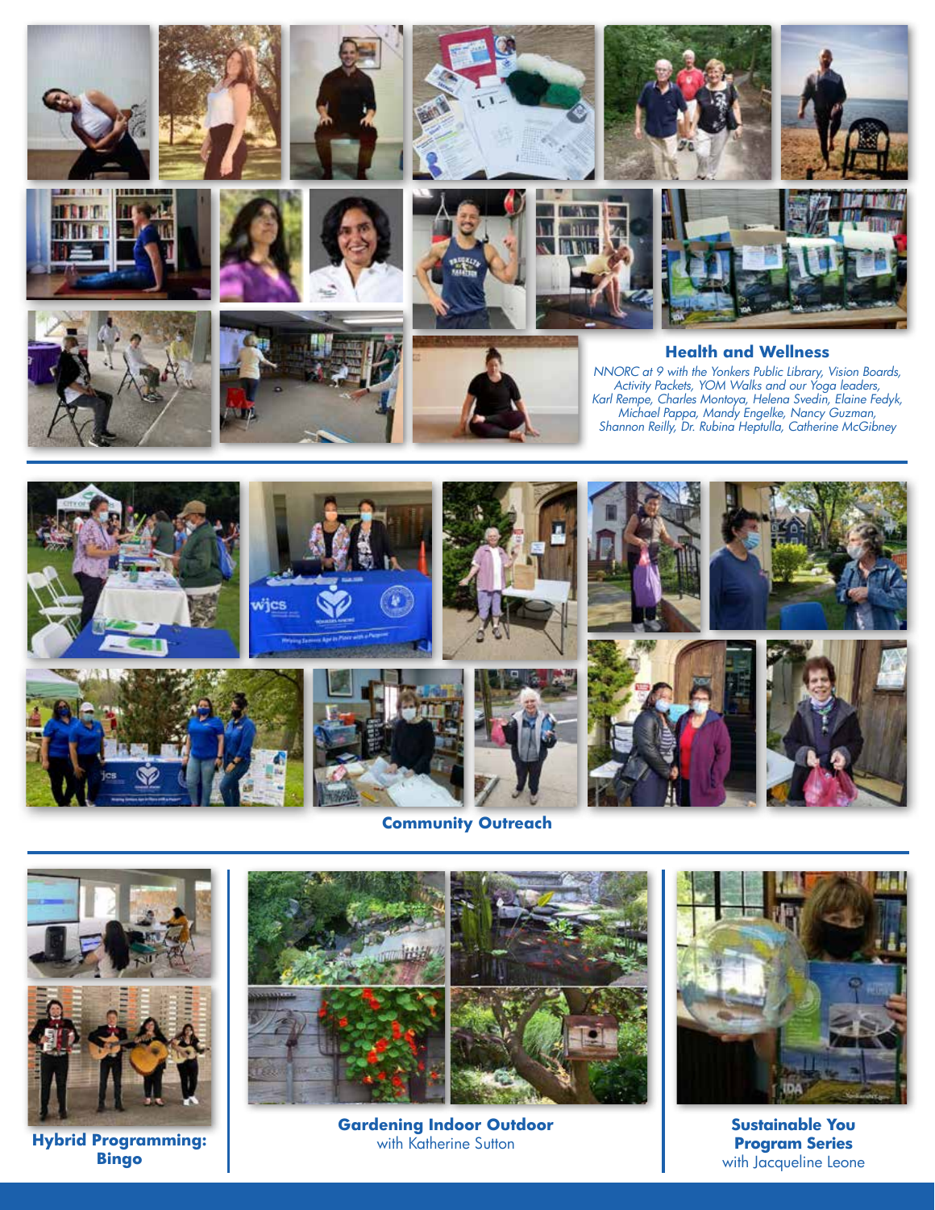## Health and Wellness

*NNORC at 9 with the Yonkers Public Library, Vision Boards, Activity Packets, YOM Walks and our Yoga leaders, Karl Rempe, Charles Montoya, Helena Svedin, Elaine Fedyk, Michael Pappa, Mandy Engelke, Nancy Guzman, Shannon Reilly, Dr. Rubina Heptulla, Catherine McGibney*

## Community Outreach

**Hybrid Programming: Bingo**

**Gardening Indoor Outdoor**
with Katherine Sutton

**Sustainable You Program Series**
with Jacqueline Leone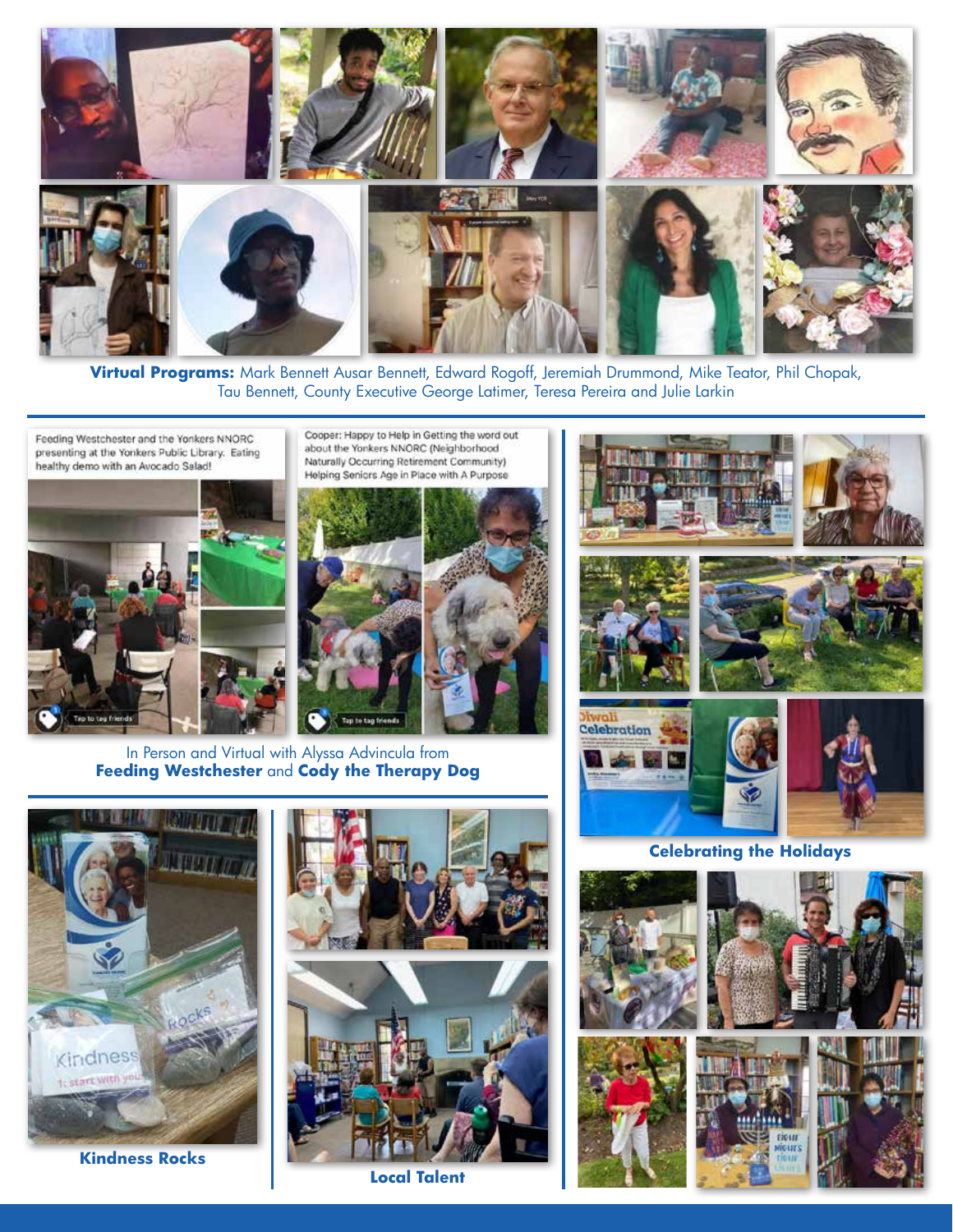**Virtual Programs:** Mark Bennett Ausar Bennett, Edward Rogoff, Jeremiah Drummond, Mike Teator, Phil Chopak, Tau Bennett, County Executive George Latimer, Teresa Pereira and Julie Larkin

Feeding Westchester and the Yonkers NNORC presenting at the Yonkers Public Library. Eating healthy demo with an Avocado Salad!

Cooper: Happy to Help in Getting the word out about the Yonkers NNORC (Neighborhood Naturally Occurring Retirement Community) Helping Seniors Age in Place with A Purpose

In Person and Virtual with Alyssa Advincula from **Feeding Westchester** and **Cody the Therapy Dog**

**Kindness Rocks**

**Local Talent**

**Celebrating the Holidays**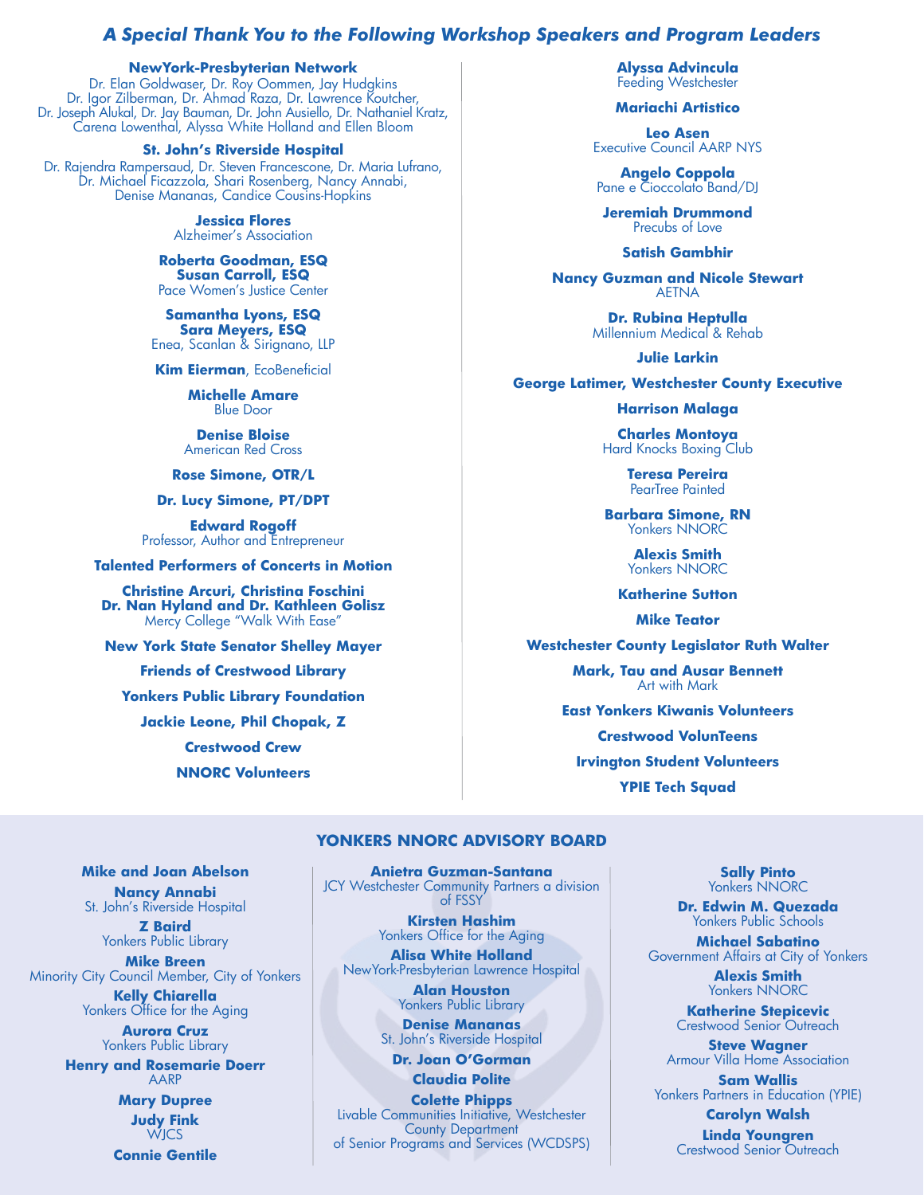## *A Special Thank You to the Following Workshop Speakers and Program Leaders*

**NewYork-Presbyterian Network**
Dr. Elan Goldwaser, Dr. Roy Oommen, Jay Hudgkins
Dr. Igor Zilberman, Dr. Ahmad Raza, Dr. Lawrence Koutcher,
Dr. Joseph Alukal, Dr. Jay Bauman, Dr. John Ausiello, Dr. Nathaniel Kratz,
Carena Lowenthal, Alyssa White Holland and Ellen Bloom

**St. John's Riverside Hospital**
Dr. Rajendra Rampersaud, Dr. Steven Francescone, Dr. Maria Lufrano,
Dr. Michael Ficazzola, Shari Rosenberg, Nancy Annabi,
Denise Mananas, Candice Cousins-Hopkins

**Jessica Flores**
Alzheimer's Association

**Roberta Goodman, ESQ**
**Susan Carroll, ESQ**
Pace Women's Justice Center

**Samantha Lyons, ESQ**
**Sara Meyers, ESQ**
Enea, Scanlan & Sirignano, LLP

**Kim Eierman**, EcoBeneficial

**Michelle Amare**
Blue Door

**Denise Bloise**
American Red Cross

**Rose Simone, OTR/L**

**Dr. Lucy Simone, PT/DPT**

**Edward Rogoff**
Professor, Author and Entrepreneur

**Talented Performers of Concerts in Motion**

**Christine Arcuri, Christina Foschini**
**Dr. Nan Hyland and Dr. Kathleen Golisz**
Mercy College "Walk With Ease"

**New York State Senator Shelley Mayer**

**Friends of Crestwood Library**

**Yonkers Public Library Foundation**

**Jackie Leone, Phil Chopak, Z**

**Crestwood Crew**

**NNORC Volunteers**

**Alyssa Advincula**
Feeding Westchester

**Mariachi Artistico**

**Leo Asen**
Executive Council AARP NYS

**Angelo Coppola**
Pane e Cioccolato Band/DJ

**Jeremiah Drummond**
Precubs of Love

**Satish Gambhir**

**Nancy Guzman and Nicole Stewart**
AETNA

**Dr. Rubina Heptulla**
Millennium Medical & Rehab

**Julie Larkin**

**George Latimer, Westchester County Executive**

**Harrison Malaga**

**Charles Montoya**
Hard Knocks Boxing Club

**Teresa Pereira**
PearTree Painted

**Barbara Simone, RN**
Yonkers NNORC

**Alexis Smith**
Yonkers NNORC

**Katherine Sutton**

**Mike Teator**

**Westchester County Legislator Ruth Walter**

**Mark, Tau and Ausar Bennett**
Art with Mark

**East Yonkers Kiwanis Volunteers**

**Crestwood VolunTeens**

**Irvington Student Volunteers**

**YPIE Tech Squad**

## YONKERS NNORC ADVISORY BOARD

**Mike and Joan Abelson**

**Nancy Annabi**
St. John's Riverside Hospital

**Z Baird**
Yonkers Public Library

**Mike Breen**
Minority City Council Member, City of Yonkers

**Kelly Chiarella**
Yonkers Office for the Aging

**Aurora Cruz**
Yonkers Public Library

**Henry and Rosemarie Doerr**
AARP

**Mary Dupree**

**Judy Fink**
WJCS

**Connie Gentile**

**Anietra Guzman-Santana**
JCY Westchester Community Partners a division of FSSY

**Kirsten Hashim**
Yonkers Office for the Aging

**Alisa White Holland**
NewYork-Presbyterian Lawrence Hospital

**Alan Houston**
Yonkers Public Library

**Denise Mananas**
St. John's Riverside Hospital

**Dr. Joan O'Gorman**

**Claudia Polite**

**Colette Phipps**
Livable Communities Initiative, Westchester County Department of Senior Programs and Services (WCDSPS)

**Sally Pinto**
Yonkers NNORC

**Dr. Edwin M. Quezada**
Yonkers Public Schools

**Michael Sabatino**
Government Affairs at City of Yonkers

**Alexis Smith**
Yonkers NNORC

**Katherine Stepicevic**
Crestwood Senior Outreach

**Steve Wagner**
Armour Villa Home Association

**Sam Wallis**
Yonkers Partners in Education (YPIE)

**Carolyn Walsh**

**Linda Youngren**
Crestwood Senior Outreach